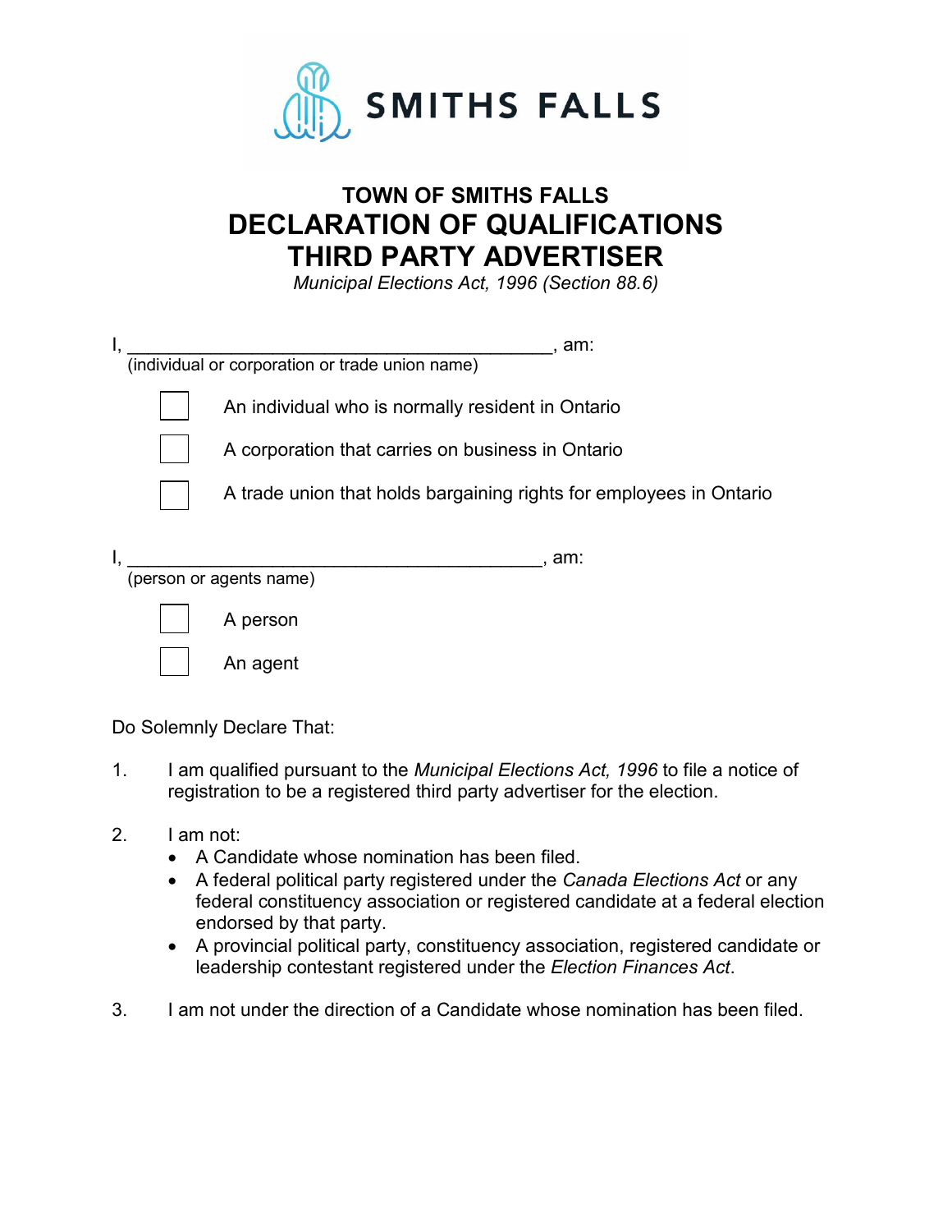SMITHS FALLS

# TOWN OF SMITHS FALLS
# DECLARATION OF QUALIFICATIONS
# THIRD PARTY ADVERTISER

*Municipal Elections Act, 1996 (Section 88.6)*

I, ___________________________________________, am:
(individual or corporation or trade union name)

- ☐ An individual who is normally resident in Ontario
- ☐ A corporation that carries on business in Ontario
- ☐ A trade union that holds bargaining rights for employees in Ontario

I, __________________________________________, am:
(person or agents name)

- ☐ A person
- ☐ An agent

Do Solemnly Declare That:

1. I am qualified pursuant to the *Municipal Elections Act, 1996* to file a notice of registration to be a registered third party advertiser for the election.

2. I am not:
   - A Candidate whose nomination has been filed.
   - A federal political party registered under the *Canada Elections Act* or any federal constituency association or registered candidate at a federal election endorsed by that party.
   - A provincial political party, constituency association, registered candidate or leadership contestant registered under the *Election Finances Act*.

3. I am not under the direction of a Candidate whose nomination has been filed.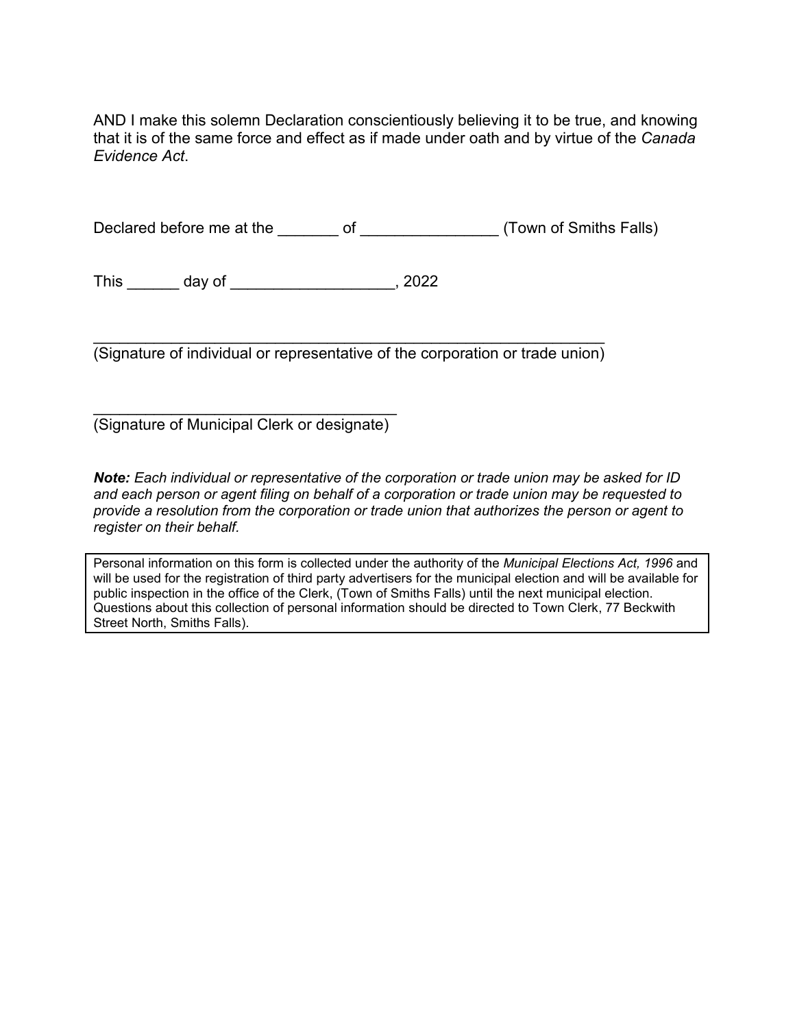AND I make this solemn Declaration conscientiously believing it to be true, and knowing that it is of the same force and effect as if made under oath and by virtue of the *Canada Evidence Act*.

Declared before me at the _______ of ________________ (Town of Smiths Falls)

This ______ day of ___________________, 2022

_____________________________________________________________
(Signature of individual or representative of the corporation or trade union)

____________________________________
(Signature of Municipal Clerk or designate)

***Note:*** *Each individual or representative of the corporation or trade union may be asked for ID and each person or agent filing on behalf of a corporation or trade union may be requested to provide a resolution from the corporation or trade union that authorizes the person or agent to register on their behalf.*

Personal information on this form is collected under the authority of the *Municipal Elections Act, 1996* and will be used for the registration of third party advertisers for the municipal election and will be available for public inspection in the office of the Clerk, (Town of Smiths Falls) until the next municipal election. Questions about this collection of personal information should be directed to Town Clerk, 77 Beckwith Street North, Smiths Falls).